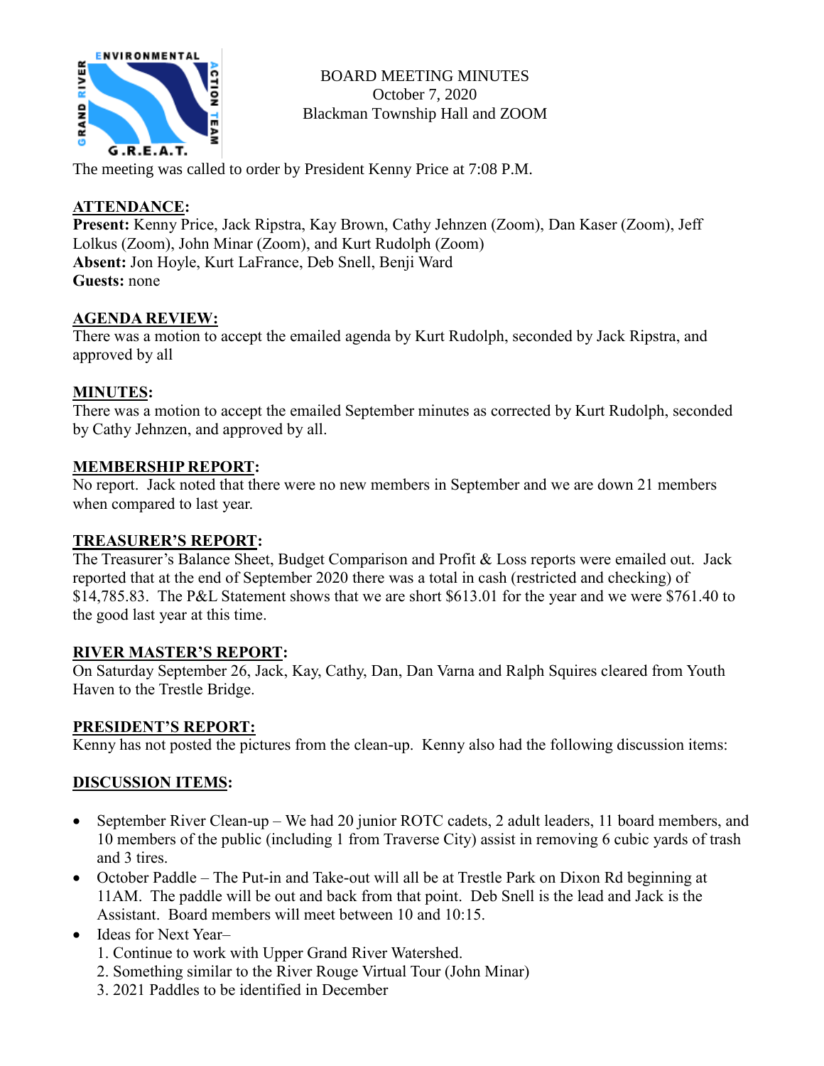BOARD MEETING MINUTES
October 7, 2020
Blackman Township Hall and ZOOM

The meeting was called to order by President Kenny Price at 7:08 P.M.

## ATTENDANCE:

**Present:** Kenny Price, Jack Ripstra, Kay Brown, Cathy Jehnzen (Zoom), Dan Kaser (Zoom), Jeff Lolkus (Zoom), John Minar (Zoom), and Kurt Rudolph (Zoom)
**Absent:** Jon Hoyle, Kurt LaFrance, Deb Snell, Benji Ward
**Guests:** none

## AGENDA REVIEW:

There was a motion to accept the emailed agenda by Kurt Rudolph, seconded by Jack Ripstra, and approved by all

## MINUTES:

There was a motion to accept the emailed September minutes as corrected by Kurt Rudolph, seconded by Cathy Jehnzen, and approved by all.

## MEMBERSHIP REPORT:

No report. Jack noted that there were no new members in September and we are down 21 members when compared to last year.

## TREASURER'S REPORT:

The Treasurer's Balance Sheet, Budget Comparison and Profit & Loss reports were emailed out. Jack reported that at the end of September 2020 there was a total in cash (restricted and checking) of $14,785.83. The P&L Statement shows that we are short $613.01 for the year and we were $761.40 to the good last year at this time.

## RIVER MASTER'S REPORT:

On Saturday September 26, Jack, Kay, Cathy, Dan, Dan Varna and Ralph Squires cleared from Youth Haven to the Trestle Bridge.

## PRESIDENT'S REPORT:

Kenny has not posted the pictures from the clean-up. Kenny also had the following discussion items:

## DISCUSSION ITEMS:

- September River Clean-up – We had 20 junior ROTC cadets, 2 adult leaders, 11 board members, and 10 members of the public (including 1 from Traverse City) assist in removing 6 cubic yards of trash and 3 tires.
- October Paddle – The Put-in and Take-out will all be at Trestle Park on Dixon Rd beginning at 11AM. The paddle will be out and back from that point. Deb Snell is the lead and Jack is the Assistant. Board members will meet between 10 and 10:15.
- Ideas for Next Year–
  1. Continue to work with Upper Grand River Watershed.
  2. Something similar to the River Rouge Virtual Tour (John Minar)
  3. 2021 Paddles to be identified in December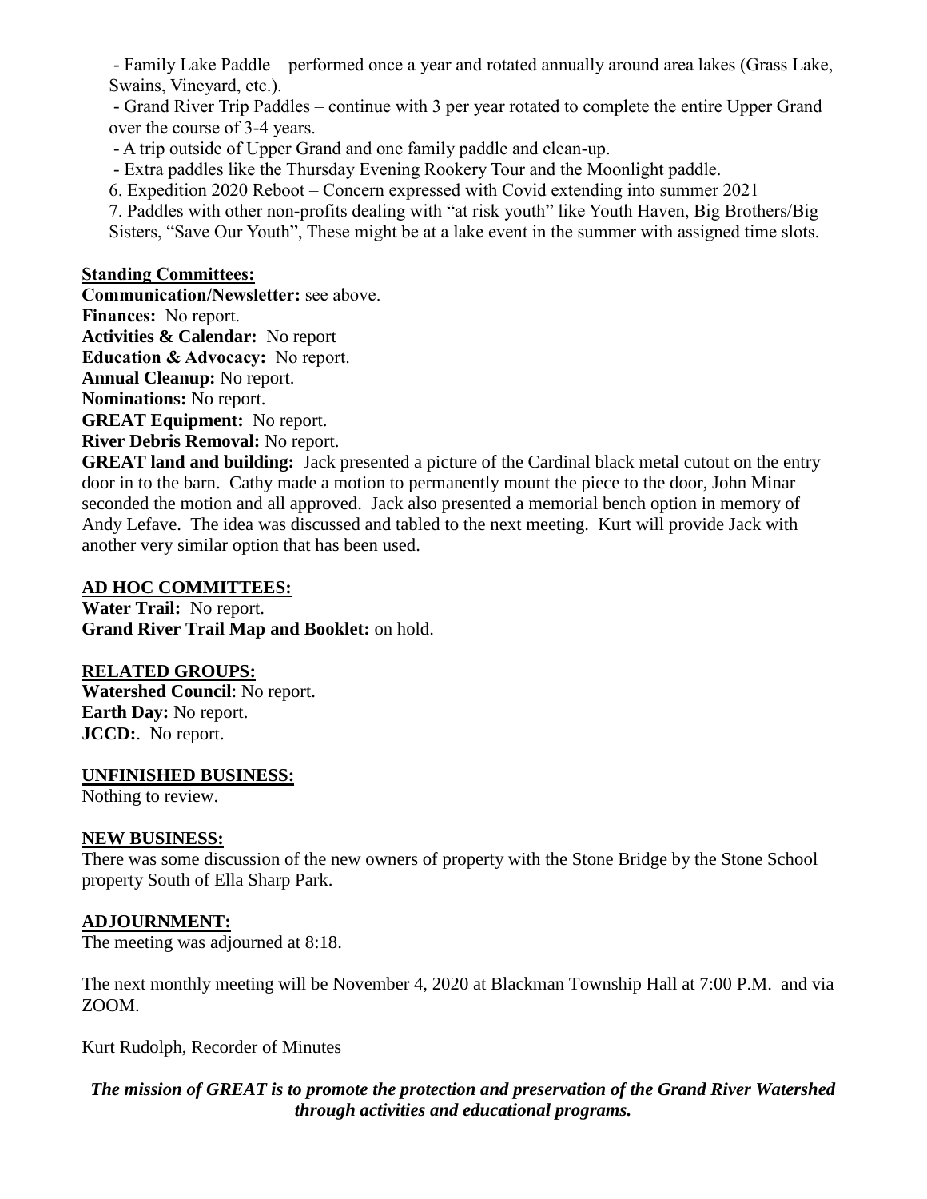- Family Lake Paddle – performed once a year and rotated annually around area lakes (Grass Lake, Swains, Vineyard, etc.).
- Grand River Trip Paddles – continue with 3 per year rotated to complete the entire Upper Grand over the course of 3-4 years.
- A trip outside of Upper Grand and one family paddle and clean-up.
- Extra paddles like the Thursday Evening Rookery Tour and the Moonlight paddle.

6. Expedition 2020 Reboot – Concern expressed with Covid extending into summer 2021
7. Paddles with other non-profits dealing with "at risk youth" like Youth Haven, Big Brothers/Big Sisters, "Save Our Youth", These might be at a lake event in the summer with assigned time slots.

## Standing Committees:

**Communication/Newsletter:** see above.
**Finances:** No report.
**Activities & Calendar:** No report
**Education & Advocacy:** No report.
**Annual Cleanup:** No report.
**Nominations:** No report.
**GREAT Equipment:** No report.
**River Debris Removal:** No report.
**GREAT land and building:** Jack presented a picture of the Cardinal black metal cutout on the entry door in to the barn. Cathy made a motion to permanently mount the piece to the door, John Minar seconded the motion and all approved. Jack also presented a memorial bench option in memory of Andy Lefave. The idea was discussed and tabled to the next meeting. Kurt will provide Jack with another very similar option that has been used.

## AD HOC COMMITTEES:

**Water Trail:** No report.
**Grand River Trail Map and Booklet:** on hold.

## RELATED GROUPS:

**Watershed Council**: No report.
**Earth Day:** No report.
**JCCD:**. No report.

## UNFINISHED BUSINESS:

Nothing to review.

## NEW BUSINESS:

There was some discussion of the new owners of property with the Stone Bridge by the Stone School property South of Ella Sharp Park.

## ADJOURNMENT:

The meeting was adjourned at 8:18.

The next monthly meeting will be November 4, 2020 at Blackman Township Hall at 7:00 P.M. and via ZOOM.

Kurt Rudolph, Recorder of Minutes

***The mission of GREAT is to promote the protection and preservation of the Grand River Watershed through activities and educational programs.***